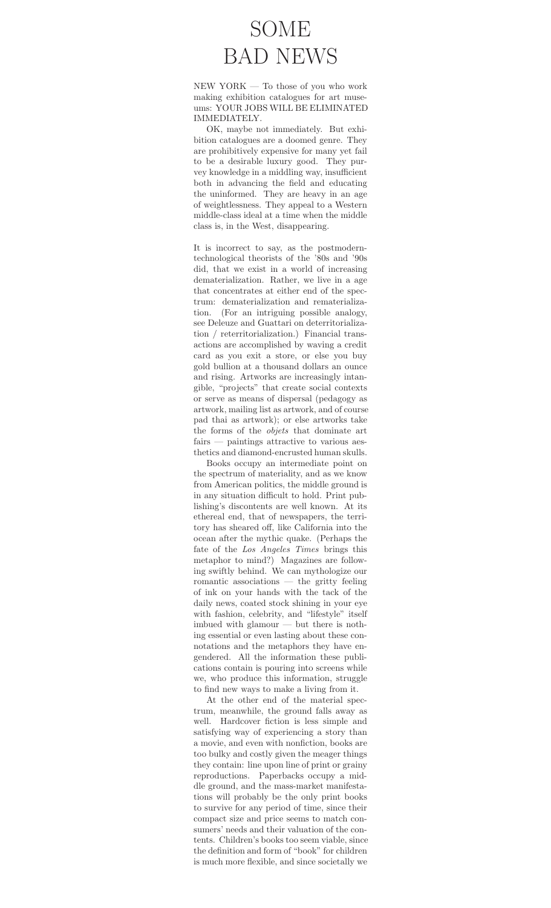# SOME BAD NEWS

NEW YORK — To those of you who work making exhibition catalogues for art museums: YOUR JOBS WILL BE ELIMINATED IMMEDIATELY.

OK, maybe not immediately. But exhibition catalogues are a doomed genre. They are prohibitively expensive for many yet fail to be a desirable luxury good. They purvey knowledge in a middling way, insufficient both in advancing the field and educating the uninformed. They are heavy in an age of weightlessness. They appeal to a Western middle-class ideal at a time when the middle class is, in the West, disappearing.

It is incorrect to say, as the postmodern-technological theorists of the '80s and '90s did, that we exist in a world of increasing dematerialization. Rather, we live in a age that concentrates at either end of the spectrum: dematerialization and rematerialization. (For an intriguing possible analogy, see Deleuze and Guattari on deterritorialization / reterritorialization.) Financial transactions are accomplished by waving a credit card as you exit a store, or else you buy gold bullion at a thousand dollars an ounce and rising. Artworks are increasingly intangible, "projects" that create social contexts or serve as means of dispersal (pedagogy as artwork, mailing list as artwork, and of course pad thai as artwork); or else artworks take the forms of the *objets* that dominate art fairs — paintings attractive to various aesthetics and diamond-encrusted human skulls.

Books occupy an intermediate point on the spectrum of materiality, and as we know from American politics, the middle ground is in any situation difficult to hold. Print publishing's discontents are well known. At its ethereal end, that of newspapers, the territory has sheared off, like California into the ocean after the mythic quake. (Perhaps the fate of the *Los Angeles Times* brings this metaphor to mind?) Magazines are following swiftly behind. We can mythologize our romantic associations — the gritty feeling of ink on your hands with the tack of the daily news, coated stock shining in your eye with fashion, celebrity, and "lifestyle" itself imbued with glamour — but there is nothing essential or even lasting about these connotations and the metaphors they have engendered. All the information these publications contain is pouring into screens while we, who produce this information, struggle to find new ways to make a living from it.

At the other end of the material spectrum, meanwhile, the ground falls away as well. Hardcover fiction is less simple and satisfying way of experiencing a story than a movie, and even with nonfiction, books are too bulky and costly given the meager things they contain: line upon line of print or grainy reproductions. Paperbacks occupy a middle ground, and the mass-market manifestations will probably be the only print books to survive for any period of time, since their compact size and price seems to match consumers' needs and their valuation of the contents. Children's books too seem viable, since the definition and form of "book" for children is much more flexible, and since societally we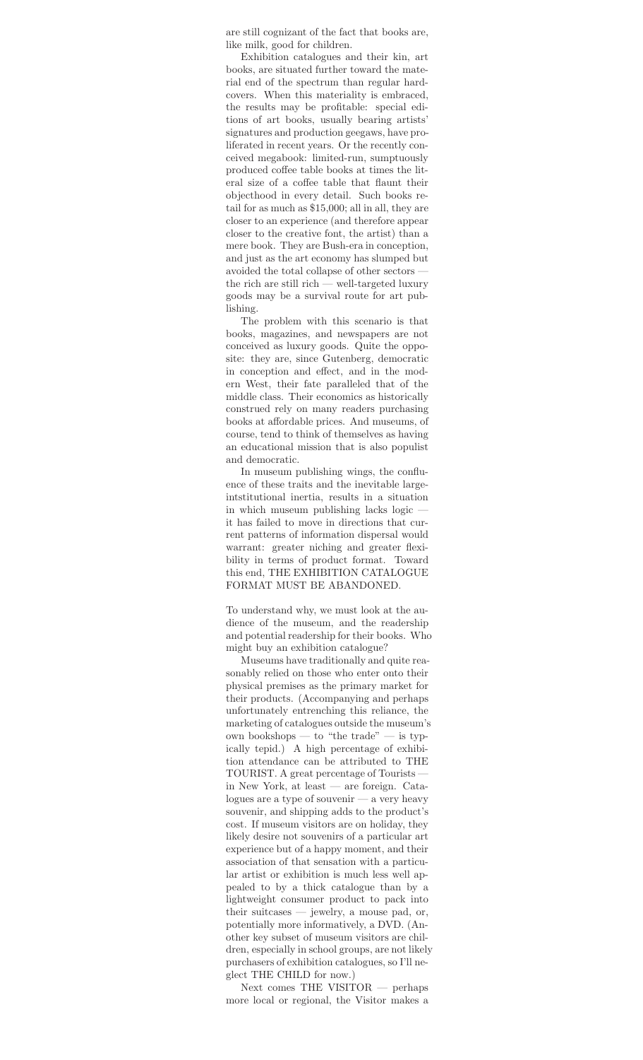are still cognizant of the fact that books are, like milk, good for children.

Exhibition catalogues and their kin, art books, are situated further toward the material end of the spectrum than regular hardcovers. When this materiality is embraced, the results may be profitable: special editions of art books, usually bearing artists' signatures and production geegaws, have proliferated in recent years. Or the recently conceived megabook: limited-run, sumptuously produced coffee table books at times the literal size of a coffee table that flaunt their objecthood in every detail. Such books retail for as much as $15,000; all in all, they are closer to an experience (and therefore appear closer to the creative font, the artist) than a mere book. They are Bush-era in conception, and just as the art economy has slumped but avoided the total collapse of other sectors — the rich are still rich — well-targeted luxury goods may be a survival route for art publishing.

The problem with this scenario is that books, magazines, and newspapers are not conceived as luxury goods. Quite the opposite: they are, since Gutenberg, democratic in conception and effect, and in the modern West, their fate paralleled that of the middle class. Their economics as historically construed rely on many readers purchasing books at affordable prices. And museums, of course, tend to think of themselves as having an educational mission that is also populist and democratic.

In museum publishing wings, the confluence of these traits and the inevitable large-intstitutional inertia, results in a situation in which museum publishing lacks logic — it has failed to move in directions that current patterns of information dispersal would warrant: greater niching and greater flexibility in terms of product format. Toward this end, THE EXHIBITION CATALOGUE FORMAT MUST BE ABANDONED.

To understand why, we must look at the audience of the museum, and the readership and potential readership for their books. Who might buy an exhibition catalogue?

Museums have traditionally and quite reasonably relied on those who enter onto their physical premises as the primary market for their products. (Accompanying and perhaps unfortunately entrenching this reliance, the marketing of catalogues outside the museum's own bookshops — to "the trade" — is typically tepid.) A high percentage of exhibition attendance can be attributed to THE TOURIST. A great percentage of Tourists — in New York, at least — are foreign. Catalogues are a type of souvenir — a very heavy souvenir, and shipping adds to the product's cost. If museum visitors are on holiday, they likely desire not souvenirs of a particular art experience but of a happy moment, and their association of that sensation with a particular artist or exhibition is much less well appealed to by a thick catalogue than by a lightweight consumer product to pack into their suitcases — jewelry, a mouse pad, or, potentially more informatively, a DVD. (Another key subset of museum visitors are children, especially in school groups, are not likely purchasers of exhibition catalogues, so I'll neglect THE CHILD for now.)

Next comes THE VISITOR — perhaps more local or regional, the Visitor makes a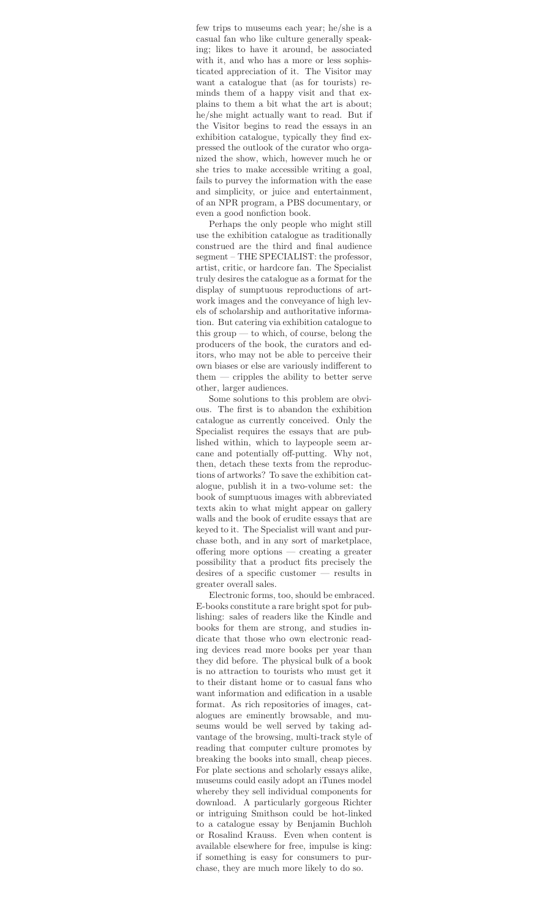few trips to museums each year; he/she is a casual fan who like culture generally speaking; likes to have it around, be associated with it, and who has a more or less sophisticated appreciation of it. The Visitor may want a catalogue that (as for tourists) reminds them of a happy visit and that explains to them a bit what the art is about; he/she might actually want to read. But if the Visitor begins to read the essays in an exhibition catalogue, typically they find expressed the outlook of the curator who organized the show, which, however much he or she tries to make accessible writing a goal, fails to purvey the information with the ease and simplicity, or juice and entertainment, of an NPR program, a PBS documentary, or even a good nonfiction book.

Perhaps the only people who might still use the exhibition catalogue as traditionally construed are the third and final audience segment – THE SPECIALIST: the professor, artist, critic, or hardcore fan. The Specialist truly desires the catalogue as a format for the display of sumptuous reproductions of artwork images and the conveyance of high levels of scholarship and authoritative information. But catering via exhibition catalogue to this group — to which, of course, belong the producers of the book, the curators and editors, who may not be able to perceive their own biases or else are variously indifferent to them — cripples the ability to better serve other, larger audiences.

Some solutions to this problem are obvious. The first is to abandon the exhibition catalogue as currently conceived. Only the Specialist requires the essays that are published within, which to laypeople seem arcane and potentially off-putting. Why not, then, detach these texts from the reproductions of artworks? To save the exhibition catalogue, publish it in a two-volume set: the book of sumptuous images with abbreviated texts akin to what might appear on gallery walls and the book of erudite essays that are keyed to it. The Specialist will want and purchase both, and in any sort of marketplace, offering more options — creating a greater possibility that a product fits precisely the desires of a specific customer — results in greater overall sales.

Electronic forms, too, should be embraced. E-books constitute a rare bright spot for publishing: sales of readers like the Kindle and books for them are strong, and studies indicate that those who own electronic reading devices read more books per year than they did before. The physical bulk of a book is no attraction to tourists who must get it to their distant home or to casual fans who want information and edification in a usable format. As rich repositories of images, catalogues are eminently browsable, and museums would be well served by taking advantage of the browsing, multi-track style of reading that computer culture promotes by breaking the books into small, cheap pieces. For plate sections and scholarly essays alike, museums could easily adopt an iTunes model whereby they sell individual components for download. A particularly gorgeous Richter or intriguing Smithson could be hot-linked to a catalogue essay by Benjamin Buchloh or Rosalind Krauss. Even when content is available elsewhere for free, impulse is king: if something is easy for consumers to purchase, they are much more likely to do so.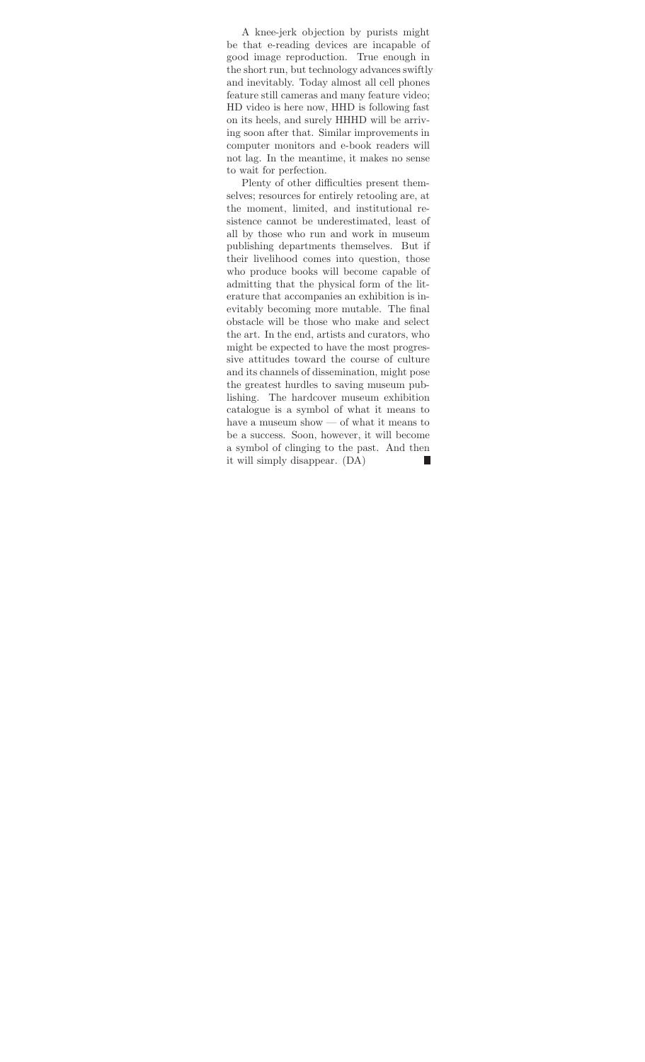A knee-jerk objection by purists might be that e-reading devices are incapable of good image reproduction. True enough in the short run, but technology advances swiftly and inevitably. Today almost all cell phones feature still cameras and many feature video; HD video is here now, HHD is following fast on its heels, and surely HHHD will be arriving soon after that. Similar improvements in computer monitors and e-book readers will not lag. In the meantime, it makes no sense to wait for perfection.

Plenty of other difficulties present themselves; resources for entirely retooling are, at the moment, limited, and institutional resistence cannot be underestimated, least of all by those who run and work in museum publishing departments themselves. But if their livelihood comes into question, those who produce books will become capable of admitting that the physical form of the literature that accompanies an exhibition is inevitably becoming more mutable. The final obstacle will be those who make and select the art. In the end, artists and curators, who might be expected to have the most progressive attitudes toward the course of culture and its channels of dissemination, might pose the greatest hurdles to saving museum publishing. The hardcover museum exhibition catalogue is a symbol of what it means to have a museum show — of what it means to be a success. Soon, however, it will become a symbol of clinging to the past. And then it will simply disappear. (DA) ■